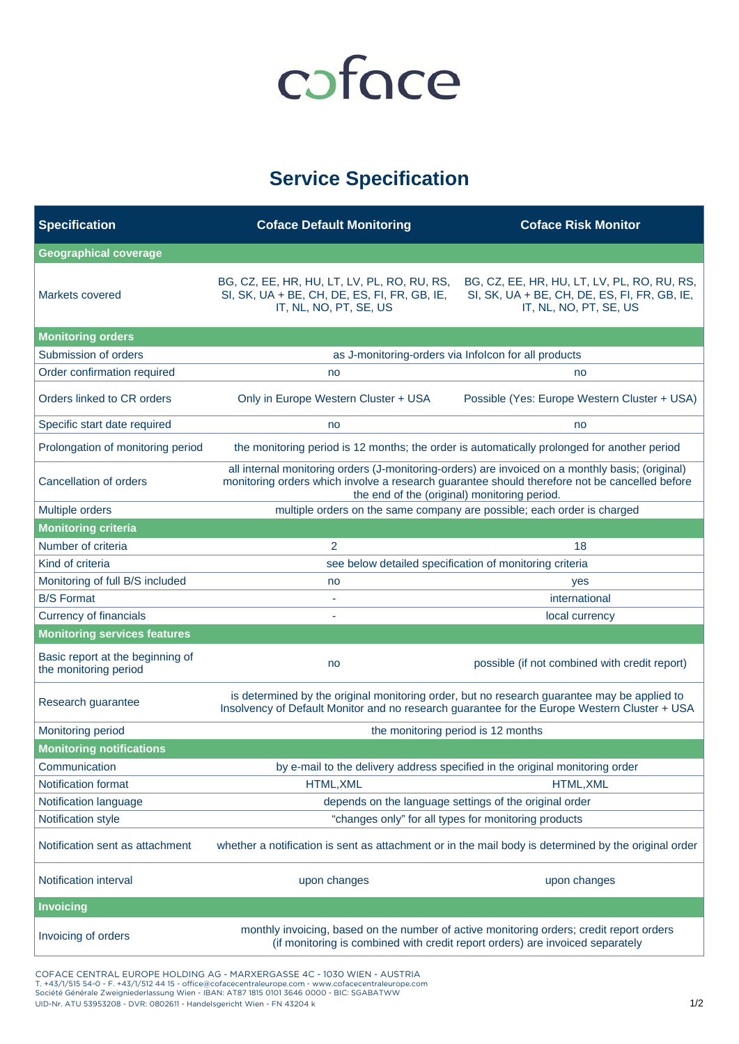coface

# Service Specification

| Specification | Coface Default Monitoring | Coface Risk Monitor |
|---|---|---|
| **Geographical coverage** | | |
| Markets covered | BG, CZ, EE, HR, HU, LT, LV, PL, RO, RU, RS, SI, SK, UA + BE, CH, DE, ES, FI, FR, GB, IE, IT, NL, NO, PT, SE, US | BG, CZ, EE, HR, HU, LT, LV, PL, RO, RU, RS, SI, SK, UA + BE, CH, DE, ES, FI, FR, GB, IE, IT, NL, NO, PT, SE, US |
| **Monitoring orders** | | |
| Submission of orders | as J-monitoring-orders via InfoIcon for all products | |
| Order confirmation required | no | no |
| Orders linked to CR orders | Only in Europe Western Cluster + USA | Possible (Yes: Europe Western Cluster + USA) |
| Specific start date required | no | no |
| Prolongation of monitoring period | the monitoring period is 12 months; the order is automatically prolonged for another period | |
| Cancellation of orders | all internal monitoring orders (J-monitoring-orders) are invoiced on a monthly basis; (original) monitoring orders which involve a research guarantee should therefore not be cancelled before the end of the (original) monitoring period. | |
| Multiple orders | multiple orders on the same company are possible; each order is charged | |
| **Monitoring criteria** | | |
| Number of criteria | 2 | 18 |
| Kind of criteria | see below detailed specification of monitoring criteria | |
| Monitoring of full B/S included | no | yes |
| B/S Format | - | international |
| Currency of financials | - | local currency |
| **Monitoring services features** | | |
| Basic report at the beginning of the monitoring period | no | possible (if not combined with credit report) |
| Research guarantee | is determined by the original monitoring order, but no research guarantee may be applied to Insolvency of Default Monitor and no research guarantee for the Europe Western Cluster + USA | |
| Monitoring period | the monitoring period is 12 months | |
| **Monitoring notifications** | | |
| Communication | by e-mail to the delivery address specified in the original monitoring order | |
| Notification format | HTML,XML | HTML,XML |
| Notification language | depends on the language settings of the original order | |
| Notification style | "changes only" for all types for monitoring products | |
| Notification sent as attachment | whether a notification is sent as attachment or in the mail body is determined by the original order | |
| Notification interval | upon changes | upon changes |
| **Invoicing** | | |
| Invoicing of orders | monthly invoicing, based on the number of active monitoring orders; credit report orders (if monitoring is combined with credit report orders) are invoiced separately | |

COFACE CENTRAL EUROPE HOLDING AG - MARXERGASSE 4C - 1030 WIEN - AUSTRIA
T. +43/1/515 54-0 - F. +43/1/512 44 15 - office@cofacecentraleurope.com - www.cofacecentraleurope.com
Société Générale Zweigniederlassung Wien - IBAN: AT87 1815 0101 3646 0000 - BIC: SGABATWW
UID-Nr. ATU 53953208 - DVR: 0802611 - Handelsgericht Wien - FN 43204 k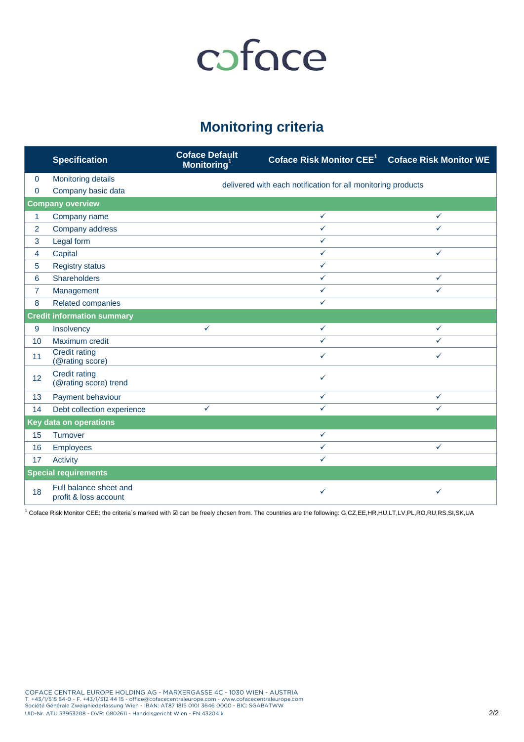# Monitoring criteria

| | Specification | Coface Default Monitoring[1] | Coface Risk Monitor CEE[1] | Coface Risk Monitor WE |
|---|---|---|---|---|
| 0 | Monitoring details | delivered with each notification for all monitoring products | | |
| 0 | Company basic data | | | |
| **Company overview** | | | | |
| 1 | Company name | | ✓ | ✓ |
| 2 | Company address | | ✓ | ✓ |
| 3 | Legal form | | ✓ | |
| 4 | Capital | | ✓ | ✓ |
| 5 | Registry status | | ✓ | |
| 6 | Shareholders | | ✓ | ✓ |
| 7 | Management | | ✓ | ✓ |
| 8 | Related companies | | ✓ | |
| **Credit information summary** | | | | |
| 9 | Insolvency | ✓ | ✓ | ✓ |
| 10 | Maximum credit | | ✓ | ✓ |
| 11 | Credit rating (@rating score) | | ✓ | ✓ |
| 12 | Credit rating (@rating score) trend | | ✓ | |
| 13 | Payment behaviour | | ✓ | ✓ |
| 14 | Debt collection experience | ✓ | ✓ | ✓ |
| **Key data on operations** | | | | |
| 15 | Turnover | | ✓ | |
| 16 | Employees | | ✓ | ✓ |
| 17 | Activity | | ✓ | |
| **Special requirements** | | | | |
| 18 | Full balance sheet and profit & loss account | | ✓ | ✓ |

[1] Coface Risk Monitor CEE: the criteria´s marked with ☑ can be freely chosen from. The countries are the following: G,CZ,EE,HR,HU,LT,LV,PL,RO,RU,RS,SI,SK,UA

COFACE CENTRAL EUROPE HOLDING AG - MARXERGASSE 4C - 1030 WIEN - AUSTRIA
T. +43/1/515 54-0 - F. +43/1/512 44 15 - office@cofacecentraleurope.com - www.cofacecentraleurope.com
Société Générale Zweigniederlassung Wien - IBAN: AT87 1815 0101 3646 0000 - BIC: SGABATWW
UID-Nr. ATU 53953208 - DVR: 0802611 - Handelsgericht Wien - FN 43204 k